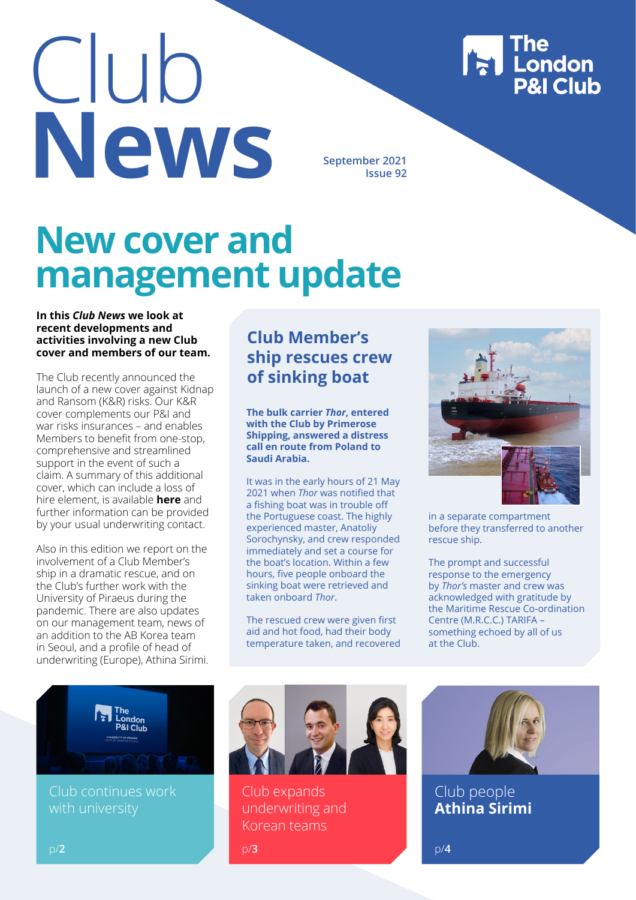# Club News

September 2021
Issue 92

The London P&I Club

# New cover and management update

**In this *Club News* we look at recent developments and activities involving a new Club cover and members of our team.**

The Club recently announced the launch of a new cover against Kidnap and Ransom (K&R) risks. Our K&R cover complements our P&I and war risks insurances – and enables Members to benefit from one-stop, comprehensive and streamlined support in the event of such a claim. A summary of this additional cover, which can include a loss of hire element, is available **here** and further information can be provided by your usual underwriting contact.

Also in this edition we report on the involvement of a Club Member's ship in a dramatic rescue, and on the Club's further work with the University of Piraeus during the pandemic. There are also updates on our management team, news of an addition to the AB Korea team in Seoul, and a profile of head of underwriting (Europe), Athina Sirimi.

## Club Member's ship rescues crew of sinking boat

**The bulk carrier *Thor*, entered with the Club by Primerose Shipping, answered a distress call en route from Poland to Saudi Arabia.**

It was in the early hours of 21 May 2021 when *Thor* was notified that a fishing boat was in trouble off the Portuguese coast. The highly experienced master, Anatoliy Sorochynsky, and crew responded immediately and set a course for the boat's location. Within a few hours, five people onboard the sinking boat were retrieved and taken onboard *Thor*.

The rescued crew were given first aid and hot food, had their body temperature taken, and recovered in a separate compartment before they transferred to another rescue ship.

The prompt and successful response to the emergency by *Thor's* master and crew was acknowledged with gratitude by the Maritime Rescue Co-ordination Centre (M.R.C.C.) TARIFA – something echoed by all of us at the Club.

Club continues work with university
p/2

Club expands underwriting and Korean teams
p/3

Club people **Athina Sirimi**
p/4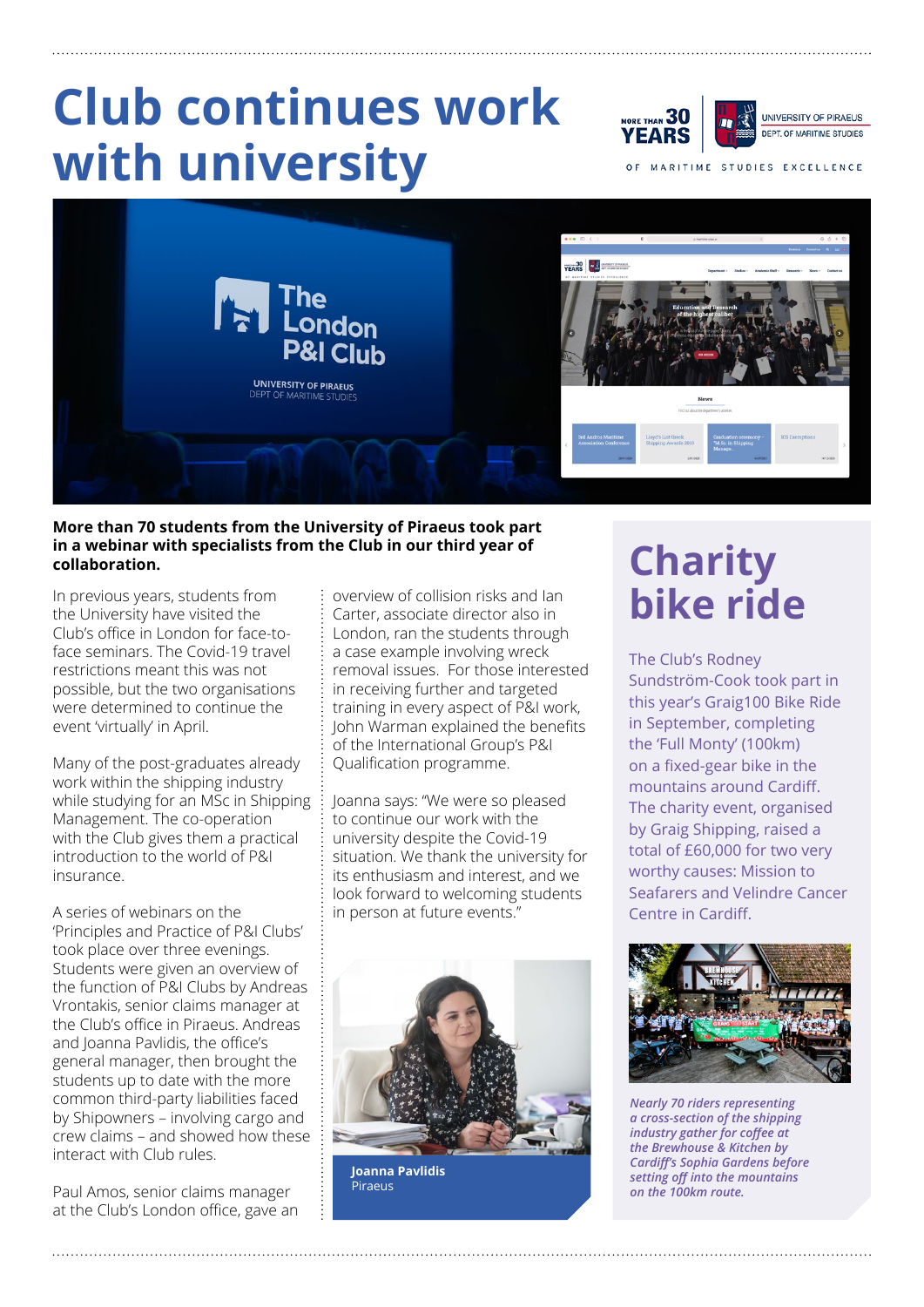# Club continues work with university

**More than 70 students from the University of Piraeus took part in a webinar with specialists from the Club in our third year of collaboration.**

In previous years, students from the University have visited the Club's office in London for face-to-face seminars. The Covid-19 travel restrictions meant this was not possible, but the two organisations were determined to continue the event 'virtually' in April.

Many of the post-graduates already work within the shipping industry while studying for an MSc in Shipping Management. The co-operation with the Club gives them a practical introduction to the world of P&I insurance.

A series of webinars on the 'Principles and Practice of P&I Clubs' took place over three evenings. Students were given an overview of the function of P&I Clubs by Andreas Vrontakis, senior claims manager at the Club's office in Piraeus. Andreas and Joanna Pavlidis, the office's general manager, then brought the students up to date with the more common third-party liabilities faced by Shipowners – involving cargo and crew claims – and showed how these interact with Club rules.

Paul Amos, senior claims manager at the Club's London office, gave an overview of collision risks and Ian Carter, associate director also in London, ran the students through a case example involving wreck removal issues. For those interested in receiving further and targeted training in every aspect of P&I work, John Warman explained the benefits of the International Group's P&I Qualification programme.

Joanna says: "We were so pleased to continue our work with the university despite the Covid-19 situation. We thank the university for its enthusiasm and interest, and we look forward to welcoming students in person at future events."

**Joanna Pavlidis**
Piraeus

## Charity bike ride

The Club's Rodney Sundström-Cook took part in this year's Graig100 Bike Ride in September, completing the 'Full Monty' (100km) on a fixed-gear bike in the mountains around Cardiff. The charity event, organised by Graig Shipping, raised a total of £60,000 for two very worthy causes: Mission to Seafarers and Velindre Cancer Centre in Cardiff.

*Nearly 70 riders representing a cross-section of the shipping industry gather for coffee at the Brewhouse & Kitchen by Cardiff's Sophia Gardens before setting off into the mountains on the 100km route.*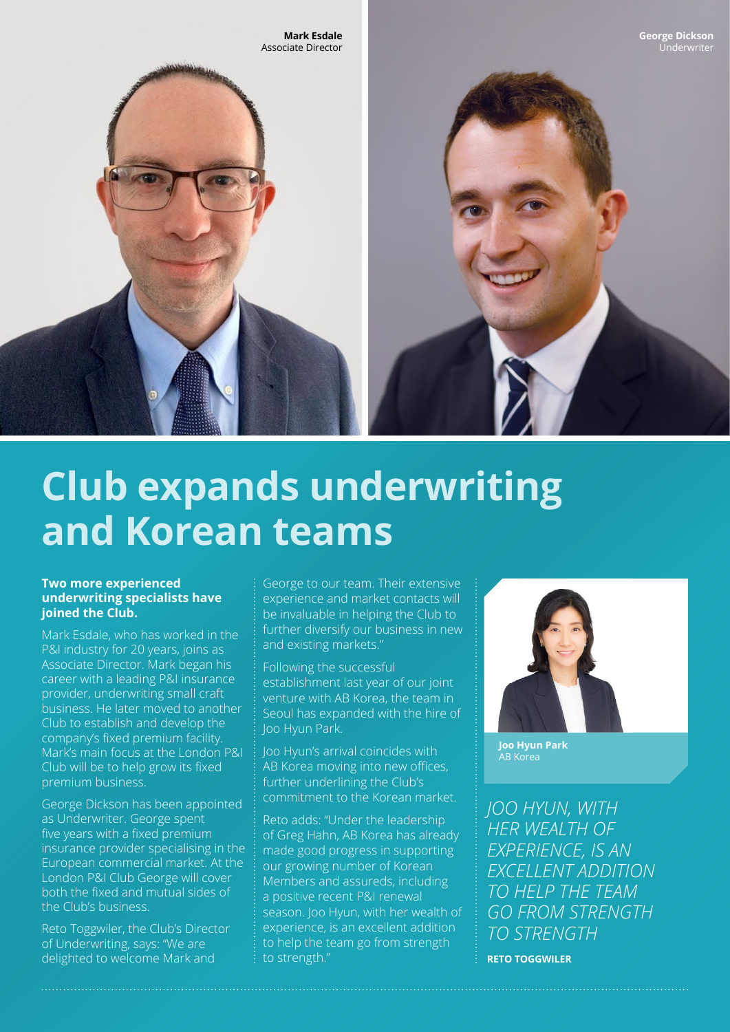Mark Esdale
Associate Director

George Dickson
Underwriter

# Club expands underwriting and Korean teams

**Two more experienced underwriting specialists have joined the Club.**

Mark Esdale, who has worked in the P&I industry for 20 years, joins as Associate Director. Mark began his career with a leading P&I insurance provider, underwriting small craft business. He later moved to another Club to establish and develop the company's fixed premium facility. Mark's main focus at the London P&I Club will be to help grow its fixed premium business.

George Dickson has been appointed as Underwriter. George spent five years with a fixed premium insurance provider specialising in the European commercial market. At the London P&I Club George will cover both the fixed and mutual sides of the Club's business.

Reto Toggwiler, the Club's Director of Underwriting, says: "We are delighted to welcome Mark and George to our team. Their extensive experience and market contacts will be invaluable in helping the Club to further diversify our business in new and existing markets."

Following the successful establishment last year of our joint venture with AB Korea, the team in Seoul has expanded with the hire of Joo Hyun Park.

Joo Hyun's arrival coincides with AB Korea moving into new offices, further underlining the Club's commitment to the Korean market.

Reto adds: "Under the leadership of Greg Hahn, AB Korea has already made good progress in supporting our growing number of Korean Members and assureds, including a positive recent P&I renewal season. Joo Hyun, with her wealth of experience, is an excellent addition to help the team go from strength to strength."

**Joo Hyun Park**
AB Korea

*JOO HYUN, WITH HER WEALTH OF EXPERIENCE, IS AN EXCELLENT ADDITION TO HELP THE TEAM GO FROM STRENGTH TO STRENGTH*

**RETO TOGGWILER**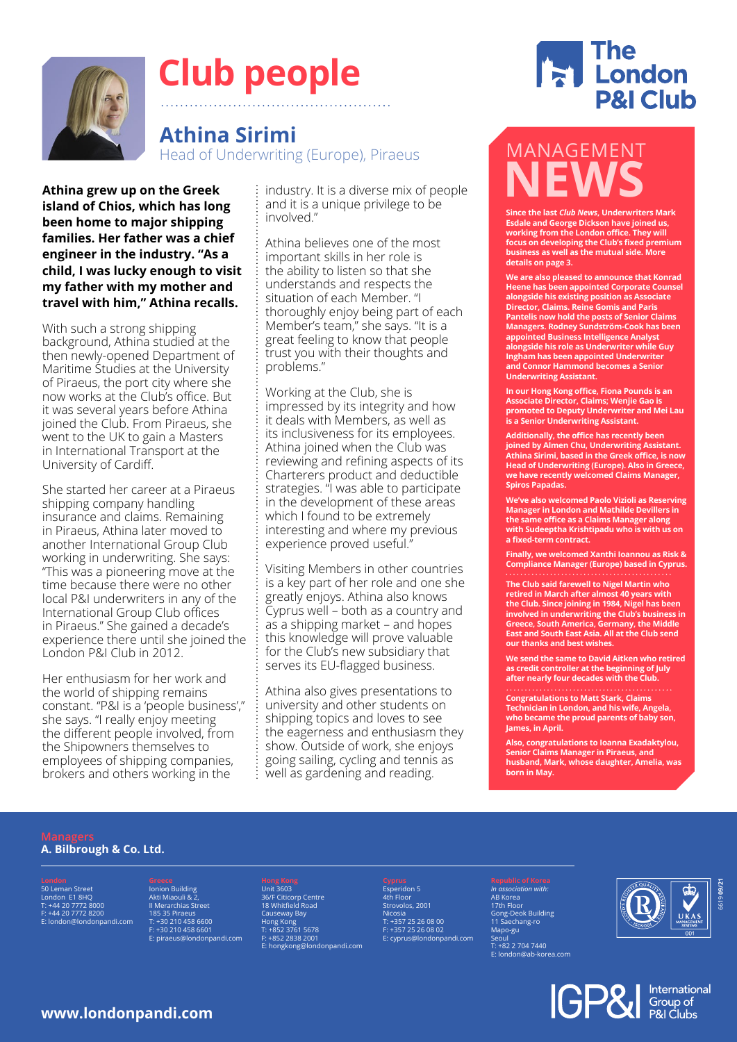# Club people

## Athina Sirimi

Head of Underwriting (Europe), Piraeus

**Athina grew up on the Greek island of Chios, which has long been home to major shipping families. Her father was a chief engineer in the industry. "As a child, I was lucky enough to visit my father with my mother and travel with him," Athina recalls.**

With such a strong shipping background, Athina studied at the then newly-opened Department of Maritime Studies at the University of Piraeus, the port city where she now works at the Club's office. But it was several years before Athina joined the Club. From Piraeus, she went to the UK to gain a Masters in International Transport at the University of Cardiff.

She started her career at a Piraeus shipping company handling insurance and claims. Remaining in Piraeus, Athina later moved to another International Group Club working in underwriting. She says: "This was a pioneering move at the time because there were no other local P&I underwriters in any of the International Group Club offices in Piraeus." She gained a decade's experience there until she joined the London P&I Club in 2012.

Her enthusiasm for her work and the world of shipping remains constant. "P&I is a 'people business'," she says. "I really enjoy meeting the different people involved, from the Shipowners themselves to employees of shipping companies, brokers and others working in the industry. It is a diverse mix of people and it is a unique privilege to be involved."

Athina believes one of the most important skills in her role is the ability to listen so that she understands and respects the situation of each Member. "I thoroughly enjoy being part of each Member's team," she says. "It is a great feeling to know that people trust you with their thoughts and problems."

Working at the Club, she is impressed by its integrity and how it deals with Members, as well as its inclusiveness for its employees. Athina joined when the Club was reviewing and refining aspects of its Charterers product and deductible strategies. "I was able to participate in the development of these areas which I found to be extremely interesting and where my previous experience proved useful."

Visiting Members in other countries is a key part of her role and one she greatly enjoys. Athina also knows Cyprus well – both as a country and as a shipping market – and hopes this knowledge will prove valuable for the Club's new subsidiary that serves its EU-flagged business.

Athina also gives presentations to university and other students on shipping topics and loves to see the eagerness and enthusiasm they show. Outside of work, she enjoys going sailing, cycling and tennis as well as gardening and reading.

## MANAGEMENT NEWS

**Since the last *Club News*, Underwriters Mark Esdale and George Dickson have joined us, working from the London office. They will focus on developing the Club's fixed premium business as well as the mutual side. More details on page 3.**

**We are also pleased to announce that Konrad Heene has been appointed Corporate Counsel alongside his existing position as Associate Director, Claims. Reine Gomis and Paris Pantelis now hold the posts of Senior Claims Managers. Rodney Sundström-Cook has been appointed Business Intelligence Analyst alongside his role as Underwriter while Guy Ingham has been appointed Underwriter and Connor Hammond becomes a Senior Underwriting Assistant.**

**In our Hong Kong office, Fiona Pounds is an Associate Director, Claims; Wenjie Gao is promoted to Deputy Underwriter and Mei Lau is a Senior Underwriting Assistant.**

**Additionally, the office has recently been joined by Almen Chu, Underwriting Assistant. Athina Sirimi, based in the Greek office, is now Head of Underwriting (Europe). Also in Greece, we have recently welcomed Claims Manager, Spiros Papadas.**

**We've also welcomed Paolo Vizioli as Reserving Manager in London and Mathilde Devillers in the same office as a Claims Manager along with Sudeeptha Krishtipadu who is with us on a fixed-term contract.**

**Finally, we welcomed Xanthi Ioannou as Risk & Compliance Manager (Europe) based in Cyprus.**

**The Club said farewell to Nigel Martin who retired in March after almost 40 years with the Club. Since joining in 1984, Nigel has been involved in underwriting the Club's business in Greece, South America, Germany, the Middle East and South East Asia. All at the Club send our thanks and best wishes.**

**We send the same to David Aitken who retired as credit controller at the beginning of July after nearly four decades with the Club.**

**Congratulations to Matt Stark, Claims Technician in London, and his wife, Angela, who became the proud parents of baby son, James, in April.**

**Also, congratulations to Ioanna Exadaktylou, Senior Claims Manager in Piraeus, and husband, Mark, whose daughter, Amelia, was born in May.**

---

Managers
**A. Bilbrough & Co. Ltd.**

**London**
50 Leman Street
London E1 8HQ
T: +44 20 7772 8000
F: +44 20 7772 8200
E: london@londonpandi.com

**Greece**
Ionion Building
Akti Miaouli & 2,
II Merarchias Street
185 35 Piraeus
T: +30 210 458 6600
F: +30 210 458 6601
E: piraeus@londonpandi.com

**Hong Kong**
Unit 3603
36/F Citicorp Centre
18 Whitfield Road
Causeway Bay
Hong Kong
T: +852 3761 5678
F: +852 2838 2001
E: hongkong@londonpandi.com

**Cyprus**
Esperidon 5
4th Floor
Strovolos, 2001
Nicosia
T: +357 25 26 08 00
F: +357 25 26 08 02
E: cyprus@londonpandi.com

**Republic of Korea**
*In association with:*
AB Korea
17th Floor
Gong-Deok Building
11 Saechang-ro
Mapo-gu
Seoul
T: +82 2 704 7440
E: london@ab-korea.com

6619 09/21

IGP&I International Group of P&I Clubs

**www.londonpandi.com**